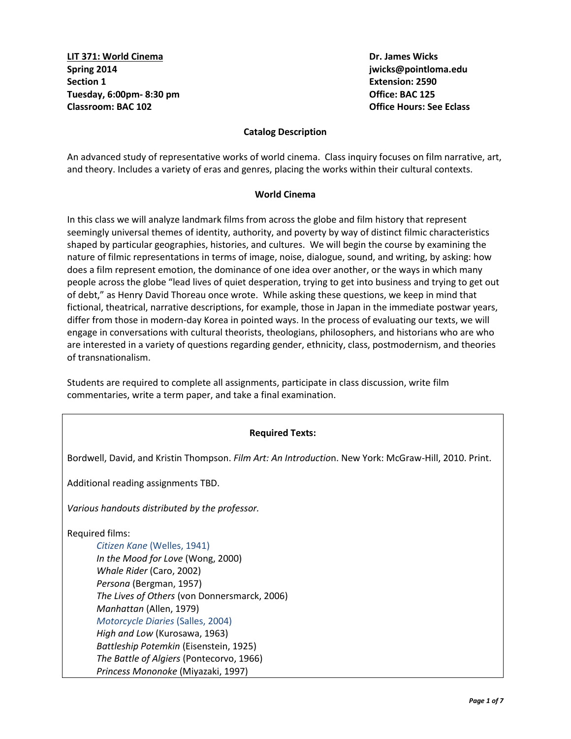**LIT 371: World Cinema**
**Spring 2014**
**Section 1**
**Tuesday, 6:00pm- 8:30 pm**
**Classroom: BAC 102**

**Dr. James Wicks**
**jwicks@pointloma.edu**
**Extension: 2590**
**Office: BAC 125**
**Office Hours: See Eclass**

### Catalog Description

An advanced study of representative works of world cinema. Class inquiry focuses on film narrative, art, and theory. Includes a variety of eras and genres, placing the works within their cultural contexts.

### World Cinema

In this class we will analyze landmark films from across the globe and film history that represent seemingly universal themes of identity, authority, and poverty by way of distinct filmic characteristics shaped by particular geographies, histories, and cultures. We will begin the course by examining the nature of filmic representations in terms of image, noise, dialogue, sound, and writing, by asking: how does a film represent emotion, the dominance of one idea over another, or the ways in which many people across the globe "lead lives of quiet desperation, trying to get into business and trying to get out of debt," as Henry David Thoreau once wrote. While asking these questions, we keep in mind that fictional, theatrical, narrative descriptions, for example, those in Japan in the immediate postwar years, differ from those in modern-day Korea in pointed ways. In the process of evaluating our texts, we will engage in conversations with cultural theorists, theologians, philosophers, and historians who are who are interested in a variety of questions regarding gender, ethnicity, class, postmodernism, and theories of transnationalism.

Students are required to complete all assignments, participate in class discussion, write film commentaries, write a term paper, and take a final examination.

### Required Texts:

Bordwell, David, and Kristin Thompson. *Film Art: An Introductio*n. New York: McGraw-Hill, 2010. Print.

Additional reading assignments TBD.

*Various handouts distributed by the professor.*

Required films:

- *Citizen Kane* (Welles, 1941)
- *In the Mood for Love* (Wong, 2000)
- *Whale Rider* (Caro, 2002)
- *Persona* (Bergman, 1957)
- *The Lives of Others* (von Donnersmarck, 2006)
- *Manhattan* (Allen, 1979)
- *Motorcycle Diaries* (Salles, 2004)
- *High and Low* (Kurosawa, 1963)
- *Battleship Potemkin* (Eisenstein, 1925)
- *The Battle of Algiers* (Pontecorvo, 1966)
- *Princess Mononoke* (Miyazaki, 1997)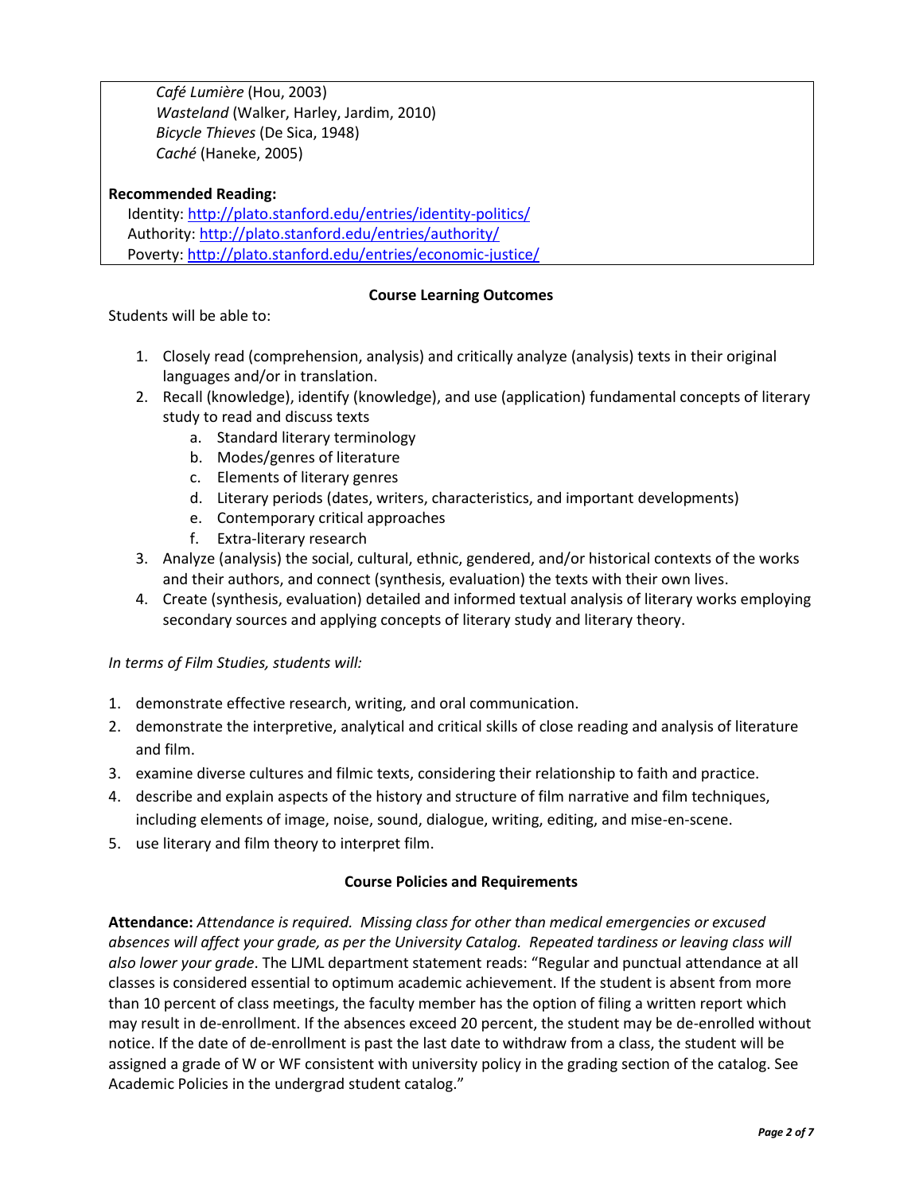*Café Lumière* (Hou, 2003)
*Wasteland* (Walker, Harley, Jardim, 2010)
*Bicycle Thieves* (De Sica, 1948)
*Caché* (Haneke, 2005)

**Recommended Reading:**

Identity: http://plato.stanford.edu/entries/identity-politics/
Authority: http://plato.stanford.edu/entries/authority/
Poverty: http://plato.stanford.edu/entries/economic-justice/

## Course Learning Outcomes

Students will be able to:

1. Closely read (comprehension, analysis) and critically analyze (analysis) texts in their original languages and/or in translation.
2. Recall (knowledge), identify (knowledge), and use (application) fundamental concepts of literary study to read and discuss texts
   a. Standard literary terminology
   b. Modes/genres of literature
   c. Elements of literary genres
   d. Literary periods (dates, writers, characteristics, and important developments)
   e. Contemporary critical approaches
   f. Extra-literary research
3. Analyze (analysis) the social, cultural, ethnic, gendered, and/or historical contexts of the works and their authors, and connect (synthesis, evaluation) the texts with their own lives.
4. Create (synthesis, evaluation) detailed and informed textual analysis of literary works employing secondary sources and applying concepts of literary study and literary theory.

*In terms of Film Studies, students will:*

1. demonstrate effective research, writing, and oral communication.
2. demonstrate the interpretive, analytical and critical skills of close reading and analysis of literature and film.
3. examine diverse cultures and filmic texts, considering their relationship to faith and practice.
4. describe and explain aspects of the history and structure of film narrative and film techniques, including elements of image, noise, sound, dialogue, writing, editing, and mise-en-scene.
5. use literary and film theory to interpret film.

## Course Policies and Requirements

**Attendance:** *Attendance is required. Missing class for other than medical emergencies or excused absences will affect your grade, as per the University Catalog. Repeated tardiness or leaving class will also lower your grade*. The LJML department statement reads: "Regular and punctual attendance at all classes is considered essential to optimum academic achievement. If the student is absent from more than 10 percent of class meetings, the faculty member has the option of filing a written report which may result in de-enrollment. If the absences exceed 20 percent, the student may be de-enrolled without notice. If the date of de-enrollment is past the last date to withdraw from a class, the student will be assigned a grade of W or WF consistent with university policy in the grading section of the catalog. See Academic Policies in the undergrad student catalog."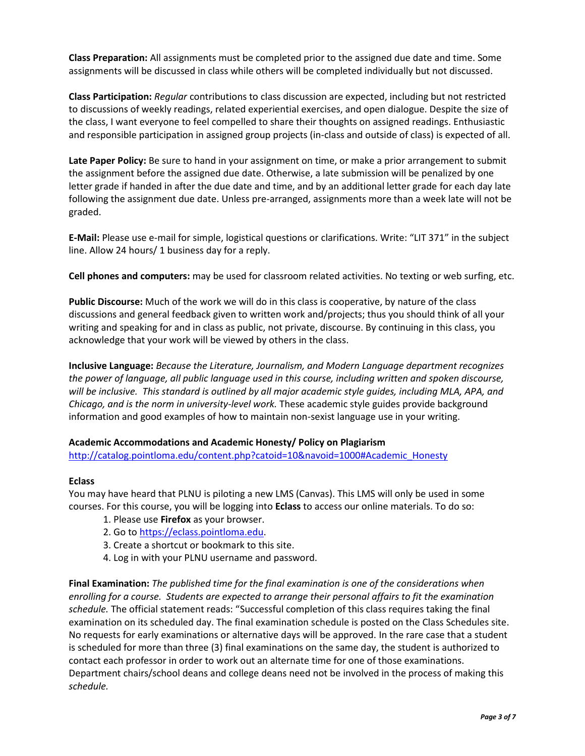**Class Preparation:** All assignments must be completed prior to the assigned due date and time. Some assignments will be discussed in class while others will be completed individually but not discussed.

**Class Participation:** *Regular* contributions to class discussion are expected, including but not restricted to discussions of weekly readings, related experiential exercises, and open dialogue. Despite the size of the class, I want everyone to feel compelled to share their thoughts on assigned readings. Enthusiastic and responsible participation in assigned group projects (in-class and outside of class) is expected of all.

**Late Paper Policy:** Be sure to hand in your assignment on time, or make a prior arrangement to submit the assignment before the assigned due date. Otherwise, a late submission will be penalized by one letter grade if handed in after the due date and time, and by an additional letter grade for each day late following the assignment due date. Unless pre-arranged, assignments more than a week late will not be graded.

**E-Mail:** Please use e-mail for simple, logistical questions or clarifications. Write: "LIT 371" in the subject line. Allow 24 hours/ 1 business day for a reply.

**Cell phones and computers:** may be used for classroom related activities. No texting or web surfing, etc.

**Public Discourse:** Much of the work we will do in this class is cooperative, by nature of the class discussions and general feedback given to written work and/projects; thus you should think of all your writing and speaking for and in class as public, not private, discourse. By continuing in this class, you acknowledge that your work will be viewed by others in the class.

**Inclusive Language:** *Because the Literature, Journalism, and Modern Language department recognizes the power of language, all public language used in this course, including written and spoken discourse, will be inclusive. This standard is outlined by all major academic style guides, including MLA, APA, and Chicago, and is the norm in university-level work.* These academic style guides provide background information and good examples of how to maintain non-sexist language use in your writing.

**Academic Accommodations and Academic Honesty/ Policy on Plagiarism**
[http://catalog.pointloma.edu/content.php?catoid=10&navoid=1000#Academic_Honesty](http://catalog.pointloma.edu/content.php?catoid=10&navoid=1000#Academic_Honesty)

**Eclass**
You may have heard that PLNU is piloting a new LMS (Canvas). This LMS will only be used in some courses. For this course, you will be logging into **Eclass** to access our online materials. To do so:

1. Please use **Firefox** as your browser.
2. Go to [https://eclass.pointloma.edu](https://eclass.pointloma.edu).
3. Create a shortcut or bookmark to this site.
4. Log in with your PLNU username and password.

**Final Examination:** *The published time for the final examination is one of the considerations when enrolling for a course. Students are expected to arrange their personal affairs to fit the examination schedule.* The official statement reads: "Successful completion of this class requires taking the final examination on its scheduled day. The final examination schedule is posted on the Class Schedules site. No requests for early examinations or alternative days will be approved. In the rare case that a student is scheduled for more than three (3) final examinations on the same day, the student is authorized to contact each professor in order to work out an alternate time for one of those examinations. Department chairs/school deans and college deans need not be involved in the process of making this *schedule.*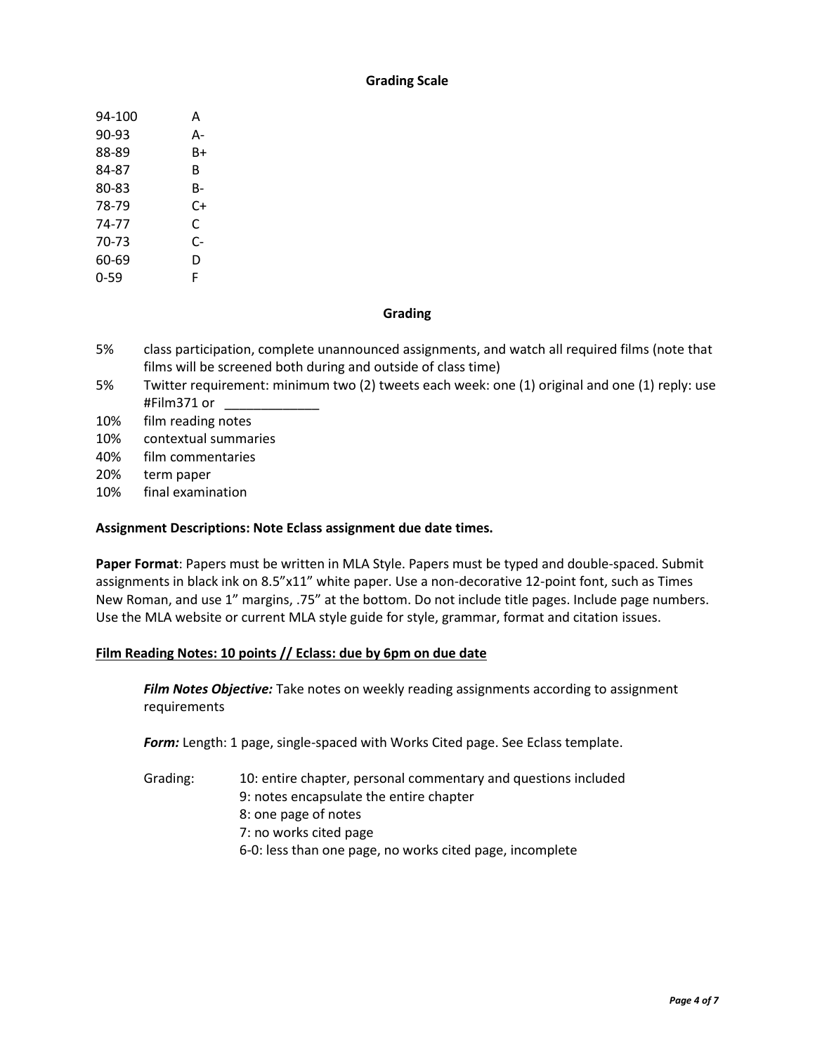## Grading Scale

| | |
|---|---|
| 94-100 | A |
| 90-93 | A- |
| 88-89 | B+ |
| 84-87 | B |
| 80-83 | B- |
| 78-79 | C+ |
| 74-77 | C |
| 70-73 | C- |
| 60-69 | D |
| 0-59 | F |

## Grading

| | |
|---|---|
| 5% | class participation, complete unannounced assignments, and watch all required films (note that films will be screened both during and outside of class time) |
| 5% | Twitter requirement: minimum two (2) tweets each week: one (1) original and one (1) reply: use #Film371 or _____________ |
| 10% | film reading notes |
| 10% | contextual summaries |
| 40% | film commentaries |
| 20% | term paper |
| 10% | final examination |

**Assignment Descriptions: Note Eclass assignment due date times.**

**Paper Format**: Papers must be written in MLA Style. Papers must be typed and double-spaced. Submit assignments in black ink on 8.5"x11" white paper. Use a non-decorative 12-point font, such as Times New Roman, and use 1" margins, .75" at the bottom. Do not include title pages. Include page numbers. Use the MLA website or current MLA style guide for style, grammar, format and citation issues.

**Film Reading Notes: 10 points // Eclass: due by 6pm on due date**

***Film Notes Objective:*** Take notes on weekly reading assignments according to assignment requirements

***Form:*** Length: 1 page, single-spaced with Works Cited page. See Eclass template.

Grading:

- 10: entire chapter, personal commentary and questions included
- 9: notes encapsulate the entire chapter
- 8: one page of notes
- 7: no works cited page
- 6-0: less than one page, no works cited page, incomplete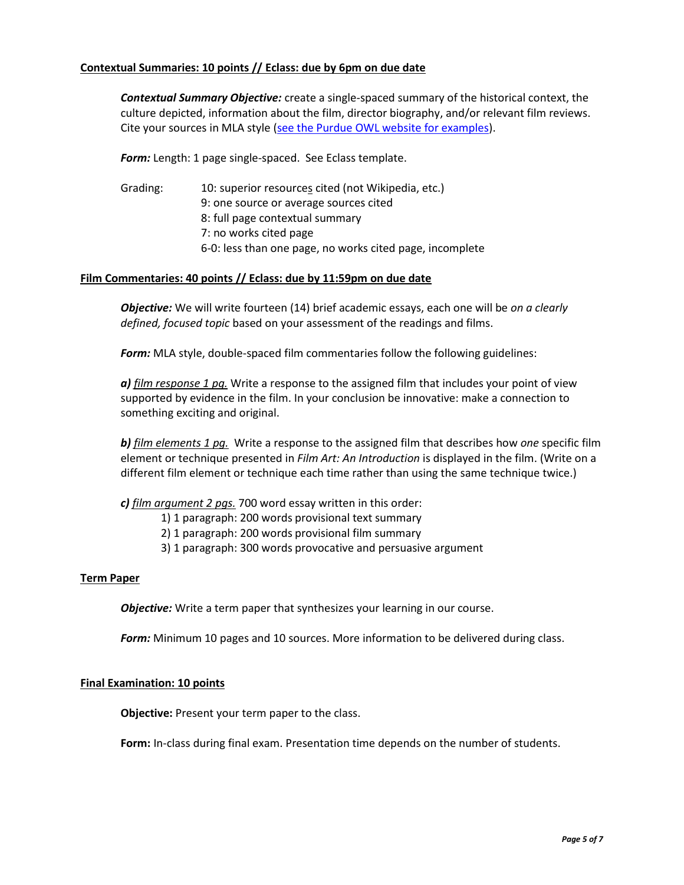**Contextual Summaries: 10 points // Eclass: due by 6pm on due date**

***Contextual Summary Objective:*** create a single-spaced summary of the historical context, the culture depicted, information about the film, director biography, and/or relevant film reviews. Cite your sources in MLA style (see the Purdue OWL website for examples).

***Form:*** Length: 1 page single-spaced. See Eclass template.

Grading:
- 10: superior resources cited (not Wikipedia, etc.)
- 9: one source or average sources cited
- 8: full page contextual summary
- 7: no works cited page
- 6-0: less than one page, no works cited page, incomplete

**Film Commentaries: 40 points // Eclass: due by 11:59pm on due date**

***Objective:*** We will write fourteen (14) brief academic essays, each one will be *on a clearly defined, focused topic* based on your assessment of the readings and films.

***Form:*** MLA style, double-spaced film commentaries follow the following guidelines:

***a)*** *film response 1 pg.* Write a response to the assigned film that includes your point of view supported by evidence in the film. In your conclusion be innovative: make a connection to something exciting and original.

***b)*** *film elements 1 pg.* Write a response to the assigned film that describes how *one* specific film element or technique presented in *Film Art: An Introduction* is displayed in the film. (Write on a different film element or technique each time rather than using the same technique twice.)

***c)*** *film argument 2 pgs.* 700 word essay written in this order:
1) 1 paragraph: 200 words provisional text summary
2) 1 paragraph: 200 words provisional film summary
3) 1 paragraph: 300 words provocative and persuasive argument

**Term Paper**

***Objective:*** Write a term paper that synthesizes your learning in our course.

***Form:*** Minimum 10 pages and 10 sources. More information to be delivered during class.

**Final Examination: 10 points**

**Objective:** Present your term paper to the class.

**Form:** In-class during final exam. Presentation time depends on the number of students.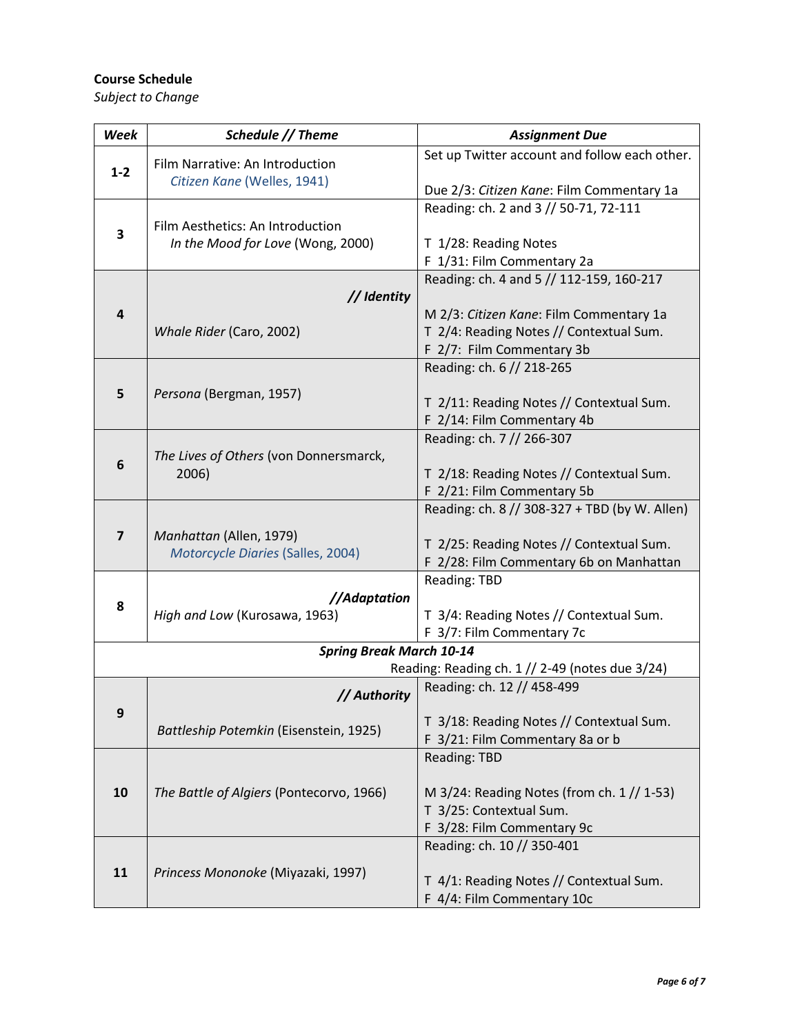**Course Schedule**

*Subject to Change*

| ***Week*** | ***Schedule // Theme*** | ***Assignment Due*** |
|---|---|---|
| **1-2** | Film Narrative: An Introduction<br>*Citizen Kane* (Welles, 1941) | Set up Twitter account and follow each other.<br><br>Due 2/3: *Citizen Kane*: Film Commentary 1a |
| **3** | Film Aesthetics: An Introduction<br>*In the Mood for Love* (Wong, 2000) | Reading: ch. 2 and 3 // 50-71, 72-111<br><br>T 1/28: Reading Notes<br>F 1/31: Film Commentary 2a |
| **4** | ***// Identity***<br><br>*Whale Rider* (Caro, 2002) | Reading: ch. 4 and 5 // 112-159, 160-217<br><br>M 2/3: *Citizen Kane*: Film Commentary 1a<br>T 2/4: Reading Notes // Contextual Sum.<br>F 2/7: Film Commentary 3b |
| **5** | *Persona* (Bergman, 1957) | Reading: ch. 6 // 218-265<br><br>T 2/11: Reading Notes // Contextual Sum.<br>F 2/14: Film Commentary 4b |
| **6** | *The Lives of Others* (von Donnersmarck, 2006) | Reading: ch. 7 // 266-307<br><br>T 2/18: Reading Notes // Contextual Sum.<br>F 2/21: Film Commentary 5b |
| **7** | *Manhattan* (Allen, 1979)<br>*Motorcycle Diaries* (Salles, 2004) | Reading: ch. 8 // 308-327 + TBD (by W. Allen)<br><br>T 2/25: Reading Notes // Contextual Sum.<br>F 2/28: Film Commentary 6b on Manhattan |
| **8** | ***//Adaptation***<br>*High and Low* (Kurosawa, 1963) | Reading: TBD<br><br>T 3/4: Reading Notes // Contextual Sum.<br>F 3/7: Film Commentary 7c |
| | ***Spring Break March 10-14*** | Reading: Reading ch. 1 // 2-49 (notes due 3/24) |
| **9** | ***// Authority***<br><br>*Battleship Potemkin* (Eisenstein, 1925) | Reading: ch. 12 // 458-499<br><br>T 3/18: Reading Notes // Contextual Sum.<br>F 3/21: Film Commentary 8a or b |
| **10** | *The Battle of Algiers* (Pontecorvo, 1966) | Reading: TBD<br><br>M 3/24: Reading Notes (from ch. 1 // 1-53)<br>T 3/25: Contextual Sum.<br>F 3/28: Film Commentary 9c |
| **11** | *Princess Mononoke* (Miyazaki, 1997) | Reading: ch. 10 // 350-401<br><br>T 4/1: Reading Notes // Contextual Sum.<br>F 4/4: Film Commentary 10c |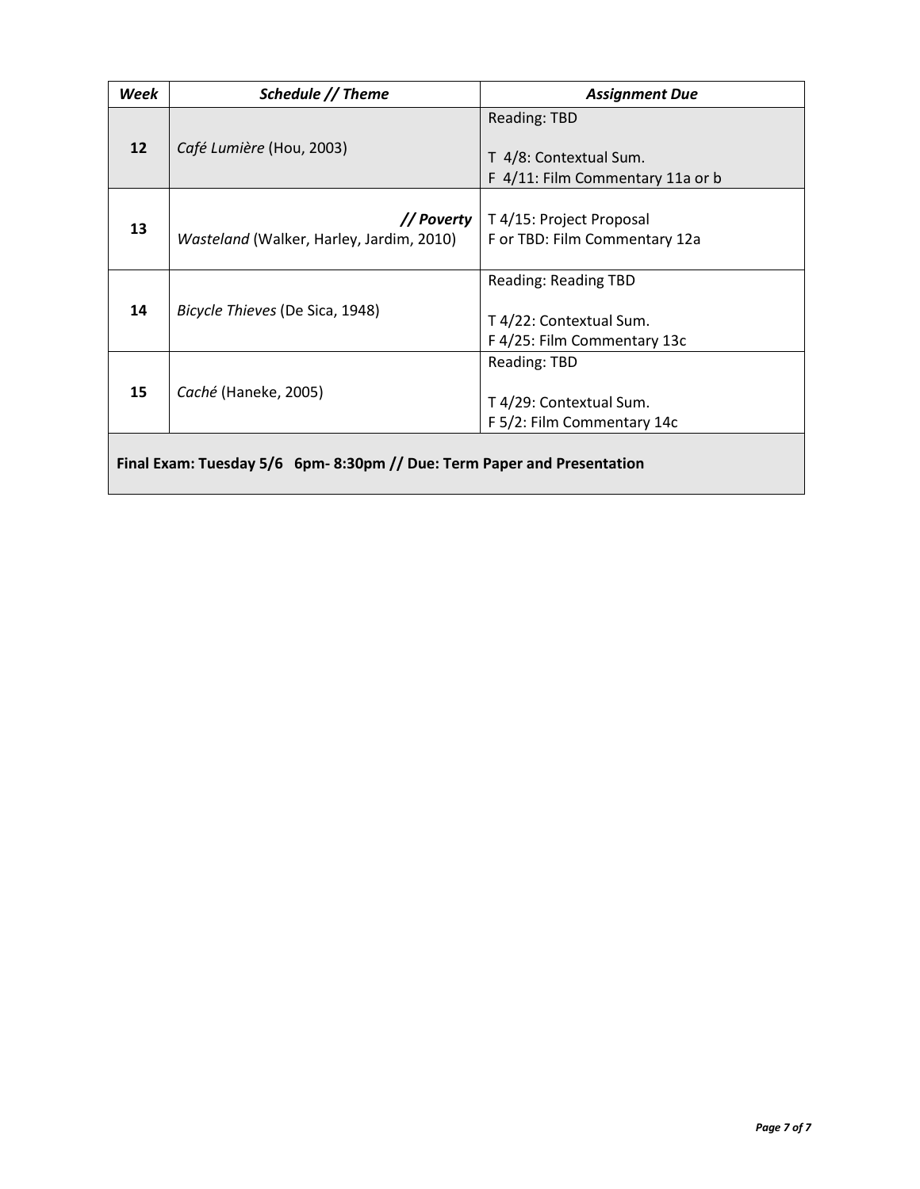| *Week* | *Schedule // Theme* | *Assignment Due* |
|---|---|---|
| **12** | *Café Lumière* (Hou, 2003) | Reading: TBD<br><br>T 4/8: Contextual Sum.<br>F 4/11: Film Commentary 11a or b |
| **13** | ***// Poverty***<br>*Wasteland* (Walker, Harley, Jardim, 2010) | T 4/15: Project Proposal<br>F or TBD: Film Commentary 12a |
| **14** | *Bicycle Thieves* (De Sica, 1948) | Reading: Reading TBD<br><br>T 4/22: Contextual Sum.<br>F 4/25: Film Commentary 13c |
| **15** | *Caché* (Haneke, 2005) | Reading: TBD<br><br>T 4/29: Contextual Sum.<br>F 5/2: Film Commentary 14c |
| **Final Exam: Tuesday 5/6 6pm- 8:30pm // Due: Term Paper and Presentation** | | |